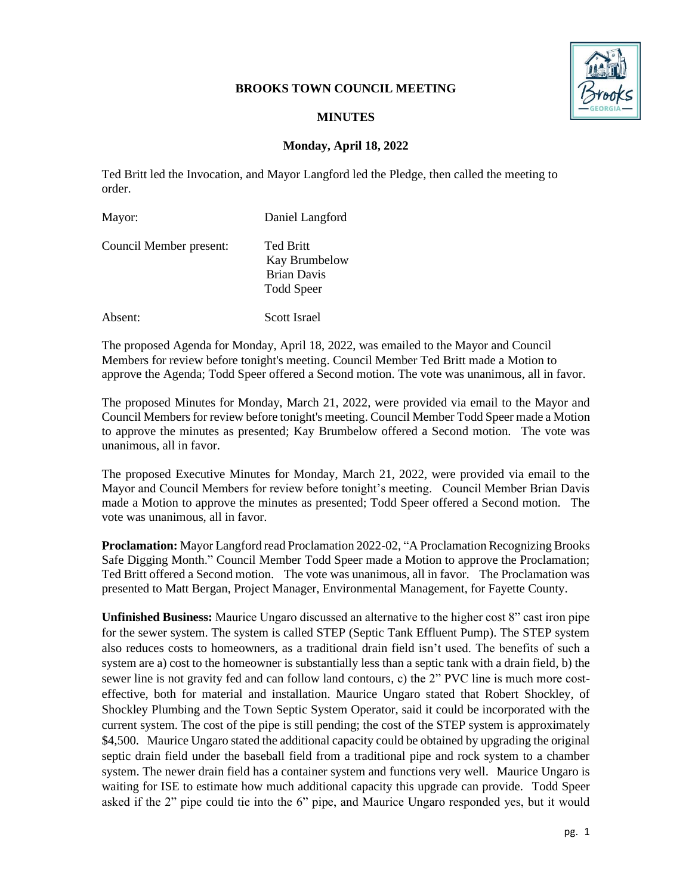# BROOKS TOWN COUNCIL MEETING

## MINUTES

### Monday, April 18, 2022

Ted Britt led the Invocation, and Mayor Langford led the Pledge, then called the meeting to order.

| | |
|---|---|
| Mayor: | Daniel Langford |
| Council Member present: | Ted Britt<br>Kay Brumbelow<br>Brian Davis<br>Todd Speer |
| Absent: | Scott Israel |

The proposed Agenda for Monday, April 18, 2022, was emailed to the Mayor and Council Members for review before tonight's meeting. Council Member Ted Britt made a Motion to approve the Agenda; Todd Speer offered a Second motion. The vote was unanimous, all in favor.

The proposed Minutes for Monday, March 21, 2022, were provided via email to the Mayor and Council Members for review before tonight's meeting. Council Member Todd Speer made a Motion to approve the minutes as presented; Kay Brumbelow offered a Second motion. The vote was unanimous, all in favor.

The proposed Executive Minutes for Monday, March 21, 2022, were provided via email to the Mayor and Council Members for review before tonight's meeting. Council Member Brian Davis made a Motion to approve the minutes as presented; Todd Speer offered a Second motion. The vote was unanimous, all in favor.

**Proclamation:** Mayor Langford read Proclamation 2022-02, "A Proclamation Recognizing Brooks Safe Digging Month." Council Member Todd Speer made a Motion to approve the Proclamation; Ted Britt offered a Second motion. The vote was unanimous, all in favor. The Proclamation was presented to Matt Bergan, Project Manager, Environmental Management, for Fayette County.

**Unfinished Business:** Maurice Ungaro discussed an alternative to the higher cost 8" cast iron pipe for the sewer system. The system is called STEP (Septic Tank Effluent Pump). The STEP system also reduces costs to homeowners, as a traditional drain field isn't used. The benefits of such a system are a) cost to the homeowner is substantially less than a septic tank with a drain field, b) the sewer line is not gravity fed and can follow land contours, c) the 2" PVC line is much more cost-effective, both for material and installation. Maurice Ungaro stated that Robert Shockley, of Shockley Plumbing and the Town Septic System Operator, said it could be incorporated with the current system. The cost of the pipe is still pending; the cost of the STEP system is approximately $4,500. Maurice Ungaro stated the additional capacity could be obtained by upgrading the original septic drain field under the baseball field from a traditional pipe and rock system to a chamber system. The newer drain field has a container system and functions very well. Maurice Ungaro is waiting for ISE to estimate how much additional capacity this upgrade can provide. Todd Speer asked if the 2" pipe could tie into the 6" pipe, and Maurice Ungaro responded yes, but it would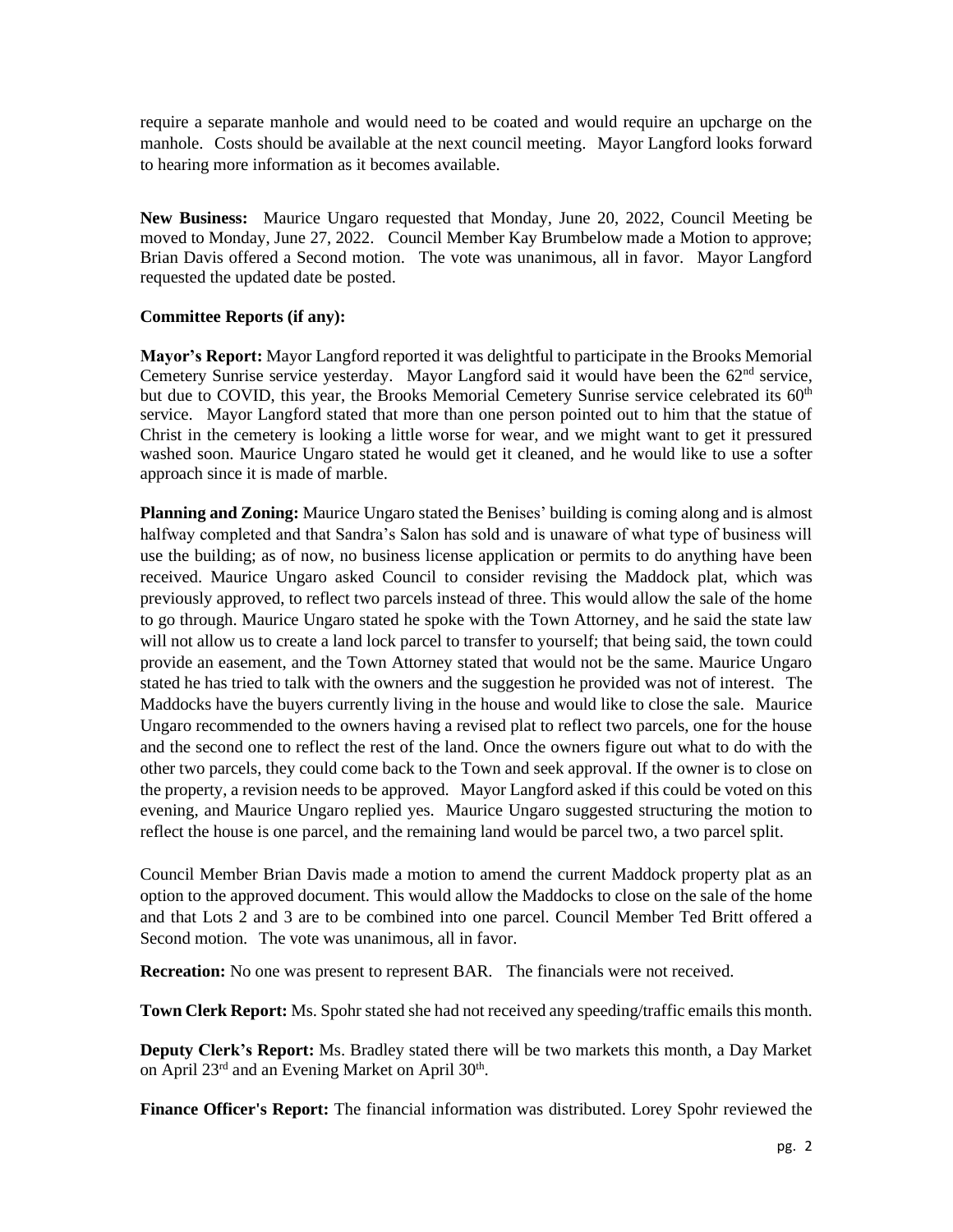require a separate manhole and would need to be coated and would require an upcharge on the manhole. Costs should be available at the next council meeting. Mayor Langford looks forward to hearing more information as it becomes available.

**New Business:** Maurice Ungaro requested that Monday, June 20, 2022, Council Meeting be moved to Monday, June 27, 2022. Council Member Kay Brumbelow made a Motion to approve; Brian Davis offered a Second motion. The vote was unanimous, all in favor. Mayor Langford requested the updated date be posted.

**Committee Reports (if any):**

**Mayor's Report:** Mayor Langford reported it was delightful to participate in the Brooks Memorial Cemetery Sunrise service yesterday. Mayor Langford said it would have been the 62nd service, but due to COVID, this year, the Brooks Memorial Cemetery Sunrise service celebrated its 60th service. Mayor Langford stated that more than one person pointed out to him that the statue of Christ in the cemetery is looking a little worse for wear, and we might want to get it pressured washed soon. Maurice Ungaro stated he would get it cleaned, and he would like to use a softer approach since it is made of marble.

**Planning and Zoning:** Maurice Ungaro stated the Benises' building is coming along and is almost halfway completed and that Sandra's Salon has sold and is unaware of what type of business will use the building; as of now, no business license application or permits to do anything have been received. Maurice Ungaro asked Council to consider revising the Maddock plat, which was previously approved, to reflect two parcels instead of three. This would allow the sale of the home to go through. Maurice Ungaro stated he spoke with the Town Attorney, and he said the state law will not allow us to create a land lock parcel to transfer to yourself; that being said, the town could provide an easement, and the Town Attorney stated that would not be the same. Maurice Ungaro stated he has tried to talk with the owners and the suggestion he provided was not of interest. The Maddocks have the buyers currently living in the house and would like to close the sale. Maurice Ungaro recommended to the owners having a revised plat to reflect two parcels, one for the house and the second one to reflect the rest of the land. Once the owners figure out what to do with the other two parcels, they could come back to the Town and seek approval. If the owner is to close on the property, a revision needs to be approved. Mayor Langford asked if this could be voted on this evening, and Maurice Ungaro replied yes. Maurice Ungaro suggested structuring the motion to reflect the house is one parcel, and the remaining land would be parcel two, a two parcel split.

Council Member Brian Davis made a motion to amend the current Maddock property plat as an option to the approved document. This would allow the Maddocks to close on the sale of the home and that Lots 2 and 3 are to be combined into one parcel. Council Member Ted Britt offered a Second motion. The vote was unanimous, all in favor.

**Recreation:** No one was present to represent BAR. The financials were not received.

**Town Clerk Report:** Ms. Spohr stated she had not received any speeding/traffic emails this month.

**Deputy Clerk's Report:** Ms. Bradley stated there will be two markets this month, a Day Market on April 23rd and an Evening Market on April 30th.

**Finance Officer's Report:** The financial information was distributed. Lorey Spohr reviewed the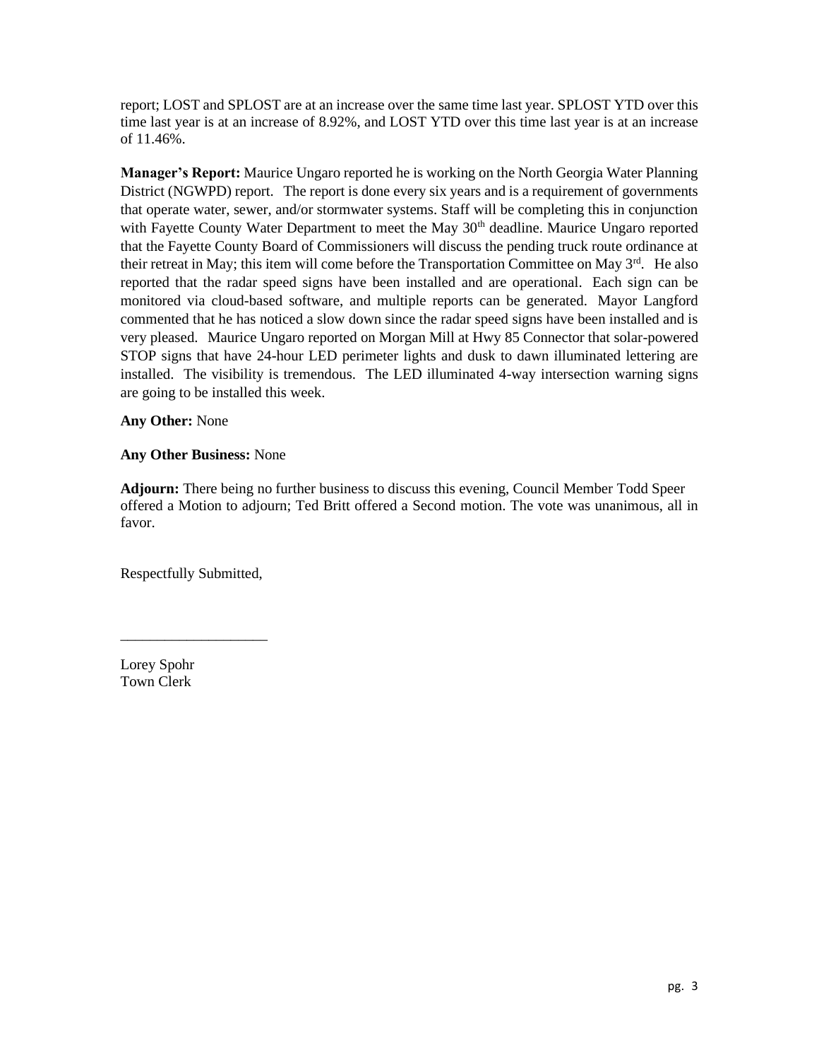report; LOST and SPLOST are at an increase over the same time last year. SPLOST YTD over this time last year is at an increase of 8.92%, and LOST YTD over this time last year is at an increase of 11.46%.

**Manager's Report:** Maurice Ungaro reported he is working on the North Georgia Water Planning District (NGWPD) report. The report is done every six years and is a requirement of governments that operate water, sewer, and/or stormwater systems. Staff will be completing this in conjunction with Fayette County Water Department to meet the May 30th deadline. Maurice Ungaro reported that the Fayette County Board of Commissioners will discuss the pending truck route ordinance at their retreat in May; this item will come before the Transportation Committee on May 3rd. He also reported that the radar speed signs have been installed and are operational. Each sign can be monitored via cloud-based software, and multiple reports can be generated. Mayor Langford commented that he has noticed a slow down since the radar speed signs have been installed and is very pleased. Maurice Ungaro reported on Morgan Mill at Hwy 85 Connector that solar-powered STOP signs that have 24-hour LED perimeter lights and dusk to dawn illuminated lettering are installed. The visibility is tremendous. The LED illuminated 4-way intersection warning signs are going to be installed this week.

**Any Other:** None

**Any Other Business:** None

**Adjourn:** There being no further business to discuss this evening, Council Member Todd Speer offered a Motion to adjourn; Ted Britt offered a Second motion. The vote was unanimous, all in favor.

Respectfully Submitted,

\_\_\_\_\_\_\_\_\_\_\_\_\_\_\_\_\_\_\_\_

Lorey Spohr
Town Clerk